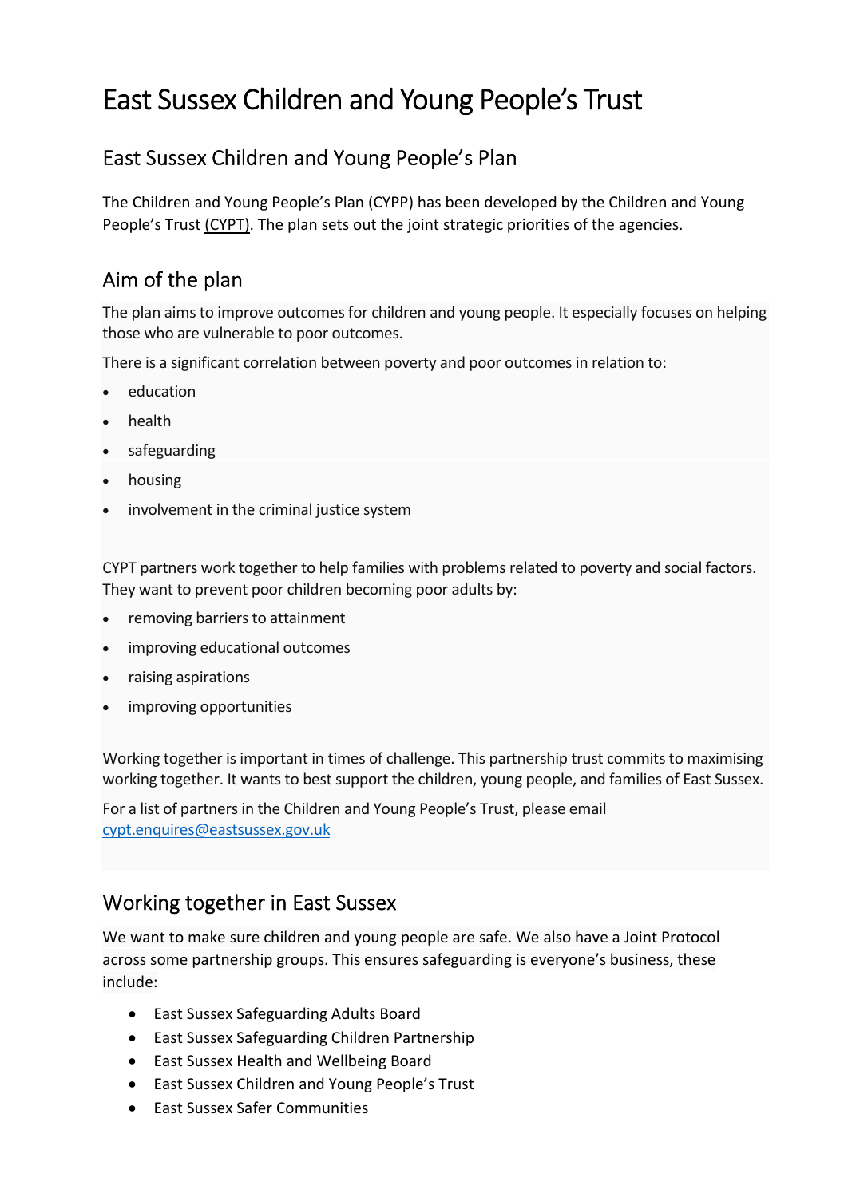# East Sussex Children and Young People's Trust

## East Sussex Children and Young People's Plan

The Children and Young People's Plan (CYPP) has been developed by the Children and Young People's Trust (CYPT). The plan sets out the joint strategic priorities of the agencies.

## Aim of the plan

The plan aims to improve outcomes for children and young people. It especially focuses on helping those who are vulnerable to poor outcomes.

There is a significant correlation between poverty and poor outcomes in relation to:

- education
- health
- safeguarding
- housing
- involvement in the criminal justice system

CYPT partners work together to help families with problems related to poverty and social factors. They want to prevent poor children becoming poor adults by:

- removing barriers to attainment
- improving educational outcomes
- raising aspirations
- improving opportunities

Working together is important in times of challenge. This partnership trust commits to maximising working together. It wants to best support the children, young people, and families of East Sussex.

For a list of partners in the Children and Young People's Trust, please email cypt.enquires@eastsussex.gov.uk

## Working together in East Sussex

We want to make sure children and young people are safe. We also have a Joint Protocol across some partnership groups. This ensures safeguarding is everyone's business, these include:

- East Sussex Safeguarding Adults Board
- East Sussex Safeguarding Children Partnership
- East Sussex Health and Wellbeing Board
- East Sussex Children and Young People's Trust
- East Sussex Safer Communities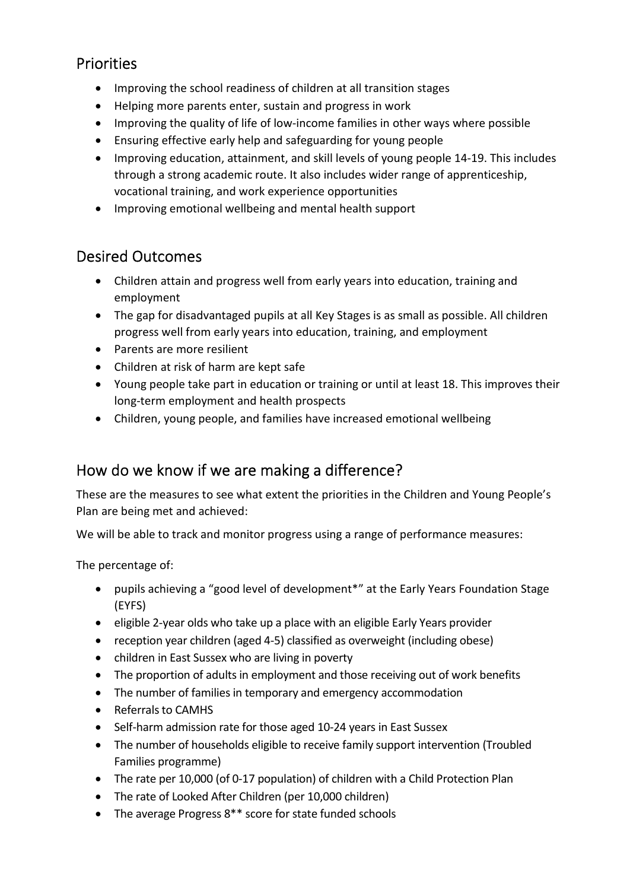## Priorities

- Improving the school readiness of children at all transition stages
- Helping more parents enter, sustain and progress in work
- Improving the quality of life of low-income families in other ways where possible
- Ensuring effective early help and safeguarding for young people
- Improving education, attainment, and skill levels of young people 14-19. This includes through a strong academic route. It also includes wider range of apprenticeship, vocational training, and work experience opportunities
- Improving emotional wellbeing and mental health support

## Desired Outcomes

- Children attain and progress well from early years into education, training and employment
- The gap for disadvantaged pupils at all Key Stages is as small as possible. All children progress well from early years into education, training, and employment
- Parents are more resilient
- Children at risk of harm are kept safe
- Young people take part in education or training or until at least 18. This improves their long-term employment and health prospects
- Children, young people, and families have increased emotional wellbeing

## How do we know if we are making a difference?

These are the measures to see what extent the priorities in the Children and Young People's Plan are being met and achieved:

We will be able to track and monitor progress using a range of performance measures:

The percentage of:

- pupils achieving a "good level of development*" at the Early Years Foundation Stage (EYFS)
- eligible 2-year olds who take up a place with an eligible Early Years provider
- reception year children (aged 4-5) classified as overweight (including obese)
- children in East Sussex who are living in poverty
- The proportion of adults in employment and those receiving out of work benefits
- The number of families in temporary and emergency accommodation
- Referrals to CAMHS
- Self-harm admission rate for those aged 10-24 years in East Sussex
- The number of households eligible to receive family support intervention (Troubled Families programme)
- The rate per 10,000 (of 0-17 population) of children with a Child Protection Plan
- The rate of Looked After Children (per 10,000 children)
- The average Progress 8** score for state funded schools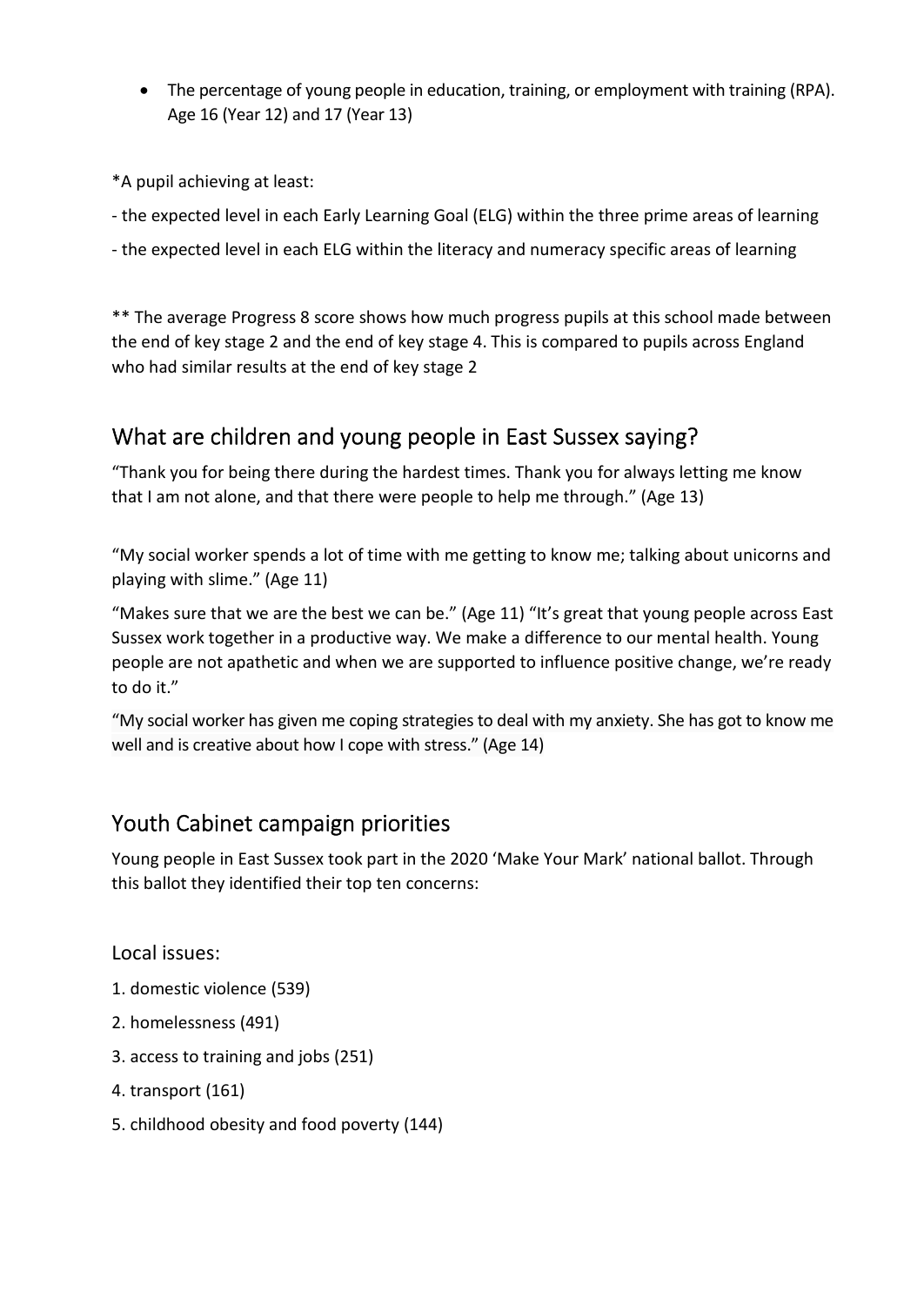- The percentage of young people in education, training, or employment with training (RPA). Age 16 (Year 12) and 17 (Year 13)

*A pupil achieving at least:

- the expected level in each Early Learning Goal (ELG) within the three prime areas of learning

- the expected level in each ELG within the literacy and numeracy specific areas of learning

** The average Progress 8 score shows how much progress pupils at this school made between the end of key stage 2 and the end of key stage 4. This is compared to pupils across England who had similar results at the end of key stage 2

## What are children and young people in East Sussex saying?

"Thank you for being there during the hardest times. Thank you for always letting me know that I am not alone, and that there were people to help me through." (Age 13)

"My social worker spends a lot of time with me getting to know me; talking about unicorns and playing with slime." (Age 11)

"Makes sure that we are the best we can be." (Age 11) "It's great that young people across East Sussex work together in a productive way. We make a difference to our mental health. Young people are not apathetic and when we are supported to influence positive change, we're ready to do it."

"My social worker has given me coping strategies to deal with my anxiety. She has got to know me well and is creative about how I cope with stress." (Age 14)

## Youth Cabinet campaign priorities

Young people in East Sussex took part in the 2020 'Make Your Mark' national ballot. Through this ballot they identified their top ten concerns:

### Local issues:

1. domestic violence (539)
2. homelessness (491)
3. access to training and jobs (251)
4. transport (161)
5. childhood obesity and food poverty (144)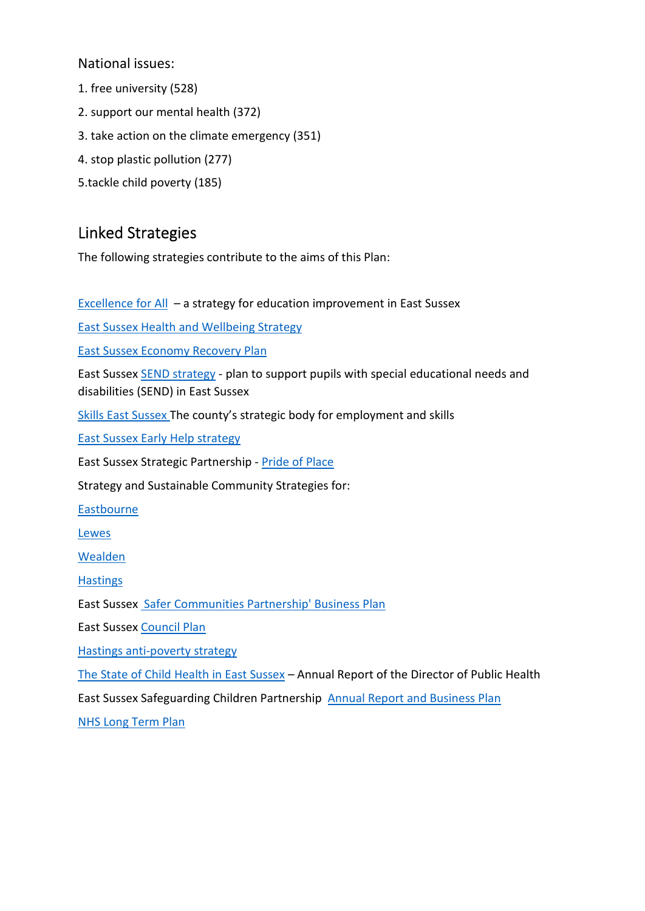National issues:

1. free university (528)
2. support our mental health (372)
3. take action on the climate emergency (351)
4. stop plastic pollution (277)
5. tackle child poverty (185)

## Linked Strategies

The following strategies contribute to the aims of this Plan:

Excellence for All – a strategy for education improvement in East Sussex

East Sussex Health and Wellbeing Strategy

East Sussex Economy Recovery Plan

East Sussex SEND strategy - plan to support pupils with special educational needs and disabilities (SEND) in East Sussex

Skills East Sussex The county's strategic body for employment and skills

East Sussex Early Help strategy

East Sussex Strategic Partnership - Pride of Place

Strategy and Sustainable Community Strategies for:

Eastbourne

Lewes

Wealden

Hastings

East Sussex Safer Communities Partnership' Business Plan

East Sussex Council Plan

Hastings anti-poverty strategy

The State of Child Health in East Sussex – Annual Report of the Director of Public Health

East Sussex Safeguarding Children Partnership Annual Report and Business Plan

NHS Long Term Plan